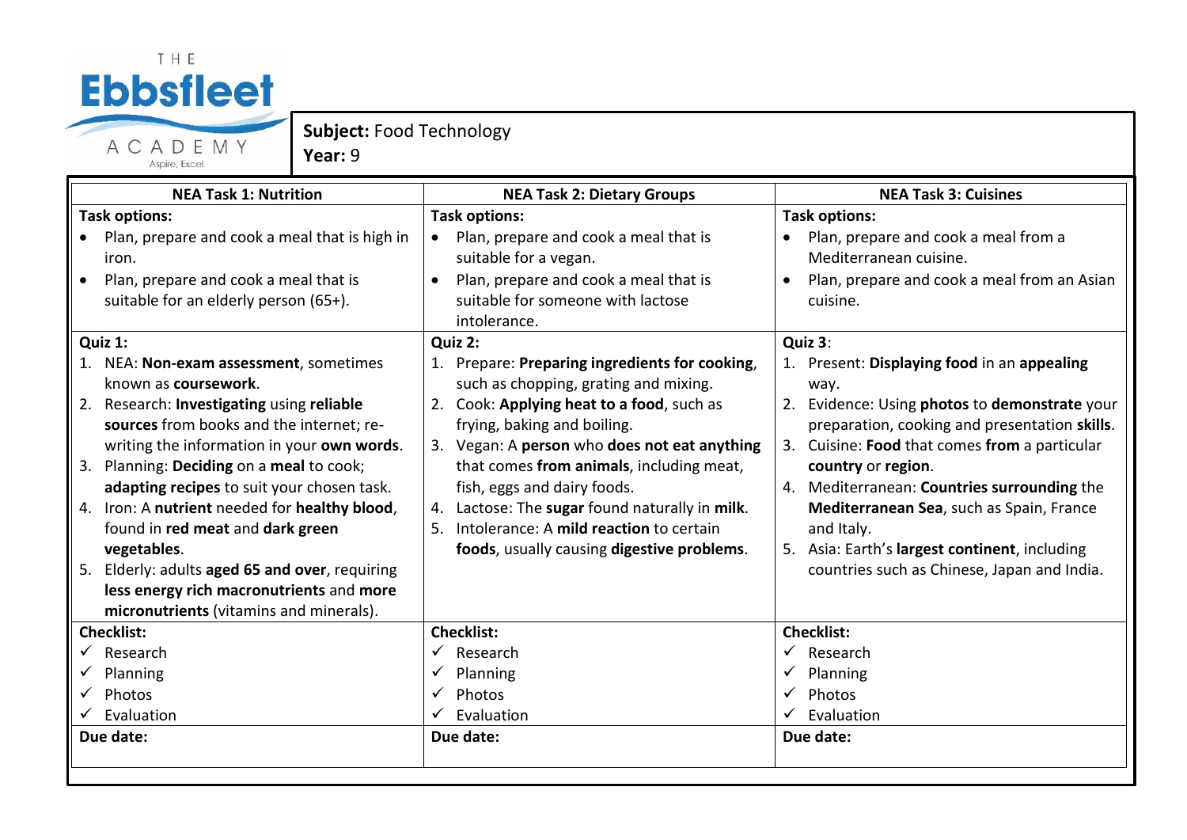THE Ebbsfleet ACADEMY Aspire, Excel

**Subject:** Food Technology
**Year:** 9

| NEA Task 1: Nutrition | NEA Task 2: Dietary Groups | NEA Task 3: Cuisines |
|---|---|---|
| **Task options:**<br>• Plan, prepare and cook a meal that is high in iron.<br>• Plan, prepare and cook a meal that is suitable for an elderly person (65+). | **Task options:**<br>• Plan, prepare and cook a meal that is suitable for a vegan.<br>• Plan, prepare and cook a meal that is suitable for someone with lactose intolerance. | **Task options:**<br>• Plan, prepare and cook a meal from a Mediterranean cuisine.<br>• Plan, prepare and cook a meal from an Asian cuisine. |
| **Quiz 1:**<br>1. NEA: **Non-exam assessment**, sometimes known as **coursework**.<br>2. Research: **Investigating** using **reliable sources** from books and the internet; re-writing the information in your **own words**.<br>3. Planning: **Deciding** on a **meal** to cook; **adapting recipes** to suit your chosen task.<br>4. Iron: A **nutrient** needed for **healthy blood**, found in **red meat** and **dark green vegetables**.<br>5. Elderly: adults **aged 65 and over**, requiring **less energy rich macronutrients** and **more micronutrients** (vitamins and minerals). | **Quiz 2:**<br>1. Prepare: **Preparing ingredients for cooking**, such as chopping, grating and mixing.<br>2. Cook: **Applying heat to a food**, such as frying, baking and boiling.<br>3. Vegan: A **person** who **does not eat anything** that comes **from animals**, including meat, fish, eggs and dairy foods.<br>4. Lactose: The **sugar** found naturally in **milk**.<br>5. Intolerance: A **mild reaction** to certain **foods**, usually causing **digestive problems**. | **Quiz 3**:<br>1. Present: **Displaying food** in an **appealing** way.<br>2. Evidence: Using **photos** to **demonstrate** your preparation, cooking and presentation **skills**.<br>3. Cuisine: **Food** that comes **from** a particular **country** or **region**.<br>4. Mediterranean: **Countries surrounding** the **Mediterranean Sea**, such as Spain, France and Italy.<br>5. Asia: Earth's **largest continent**, including countries such as Chinese, Japan and India. |
| **Checklist:**<br>✓ Research<br>✓ Planning<br>✓ Photos<br>✓ Evaluation | **Checklist:**<br>✓ Research<br>✓ Planning<br>✓ Photos<br>✓ Evaluation | **Checklist:**<br>✓ Research<br>✓ Planning<br>✓ Photos<br>✓ Evaluation |
| **Due date:** | **Due date:** | **Due date:** |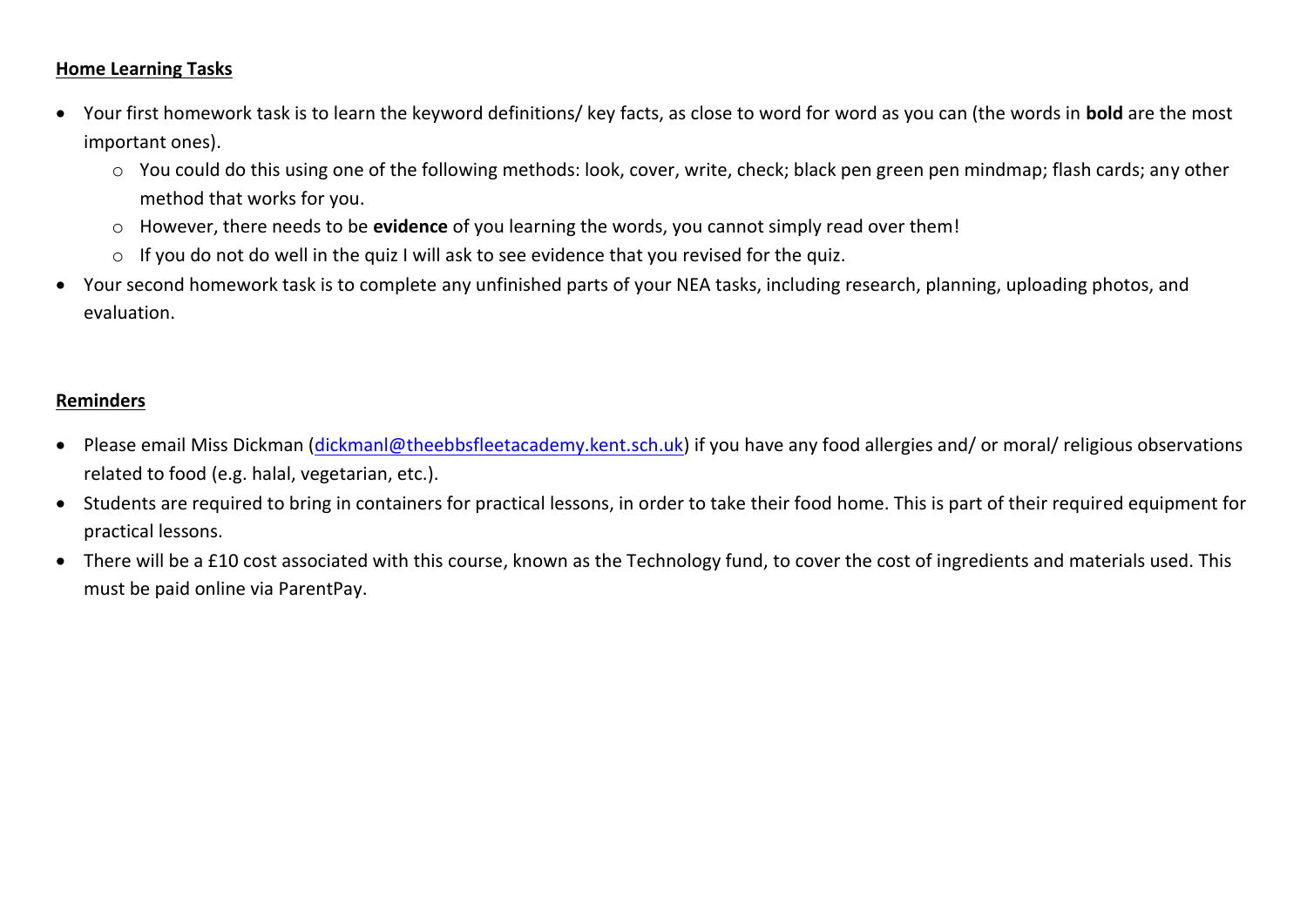**Home Learning Tasks**

- Your first homework task is to learn the keyword definitions/ key facts, as close to word for word as you can (the words in **bold** are the most important ones).
  - You could do this using one of the following methods: look, cover, write, check; black pen green pen mindmap; flash cards; any other method that works for you.
  - However, there needs to be **evidence** of you learning the words, you cannot simply read over them!
  - If you do not do well in the quiz I will ask to see evidence that you revised for the quiz.
- Your second homework task is to complete any unfinished parts of your NEA tasks, including research, planning, uploading photos, and evaluation.

**Reminders**

- Please email Miss Dickman (dickmanl@theebbsfleetacademy.kent.sch.uk) if you have any food allergies and/ or moral/ religious observations related to food (e.g. halal, vegetarian, etc.).
- Students are required to bring in containers for practical lessons, in order to take their food home. This is part of their required equipment for practical lessons.
- There will be a £10 cost associated with this course, known as the Technology fund, to cover the cost of ingredients and materials used. This must be paid online via ParentPay.